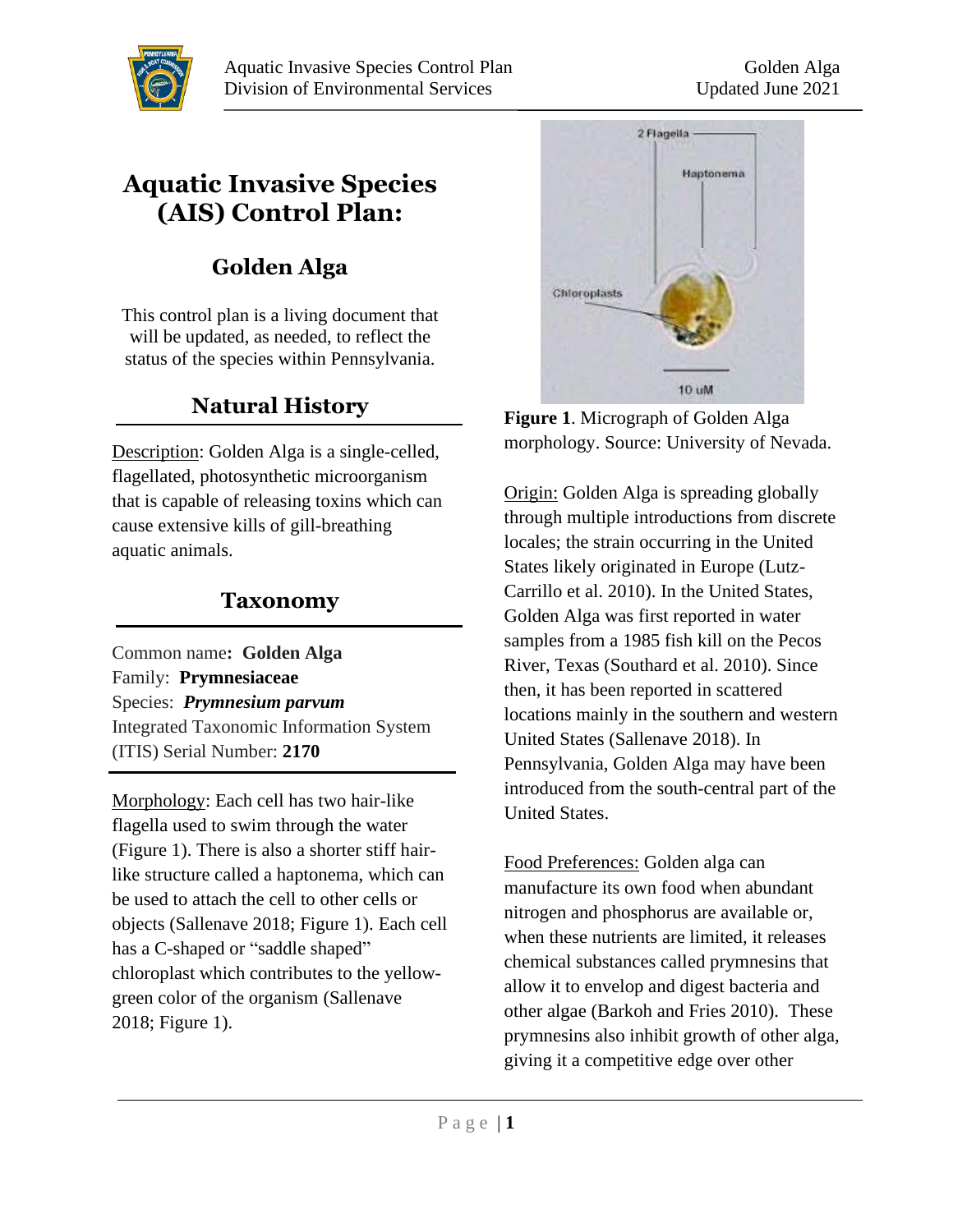# Aquatic Invasive Species (AIS) Control Plan:

## Golden Alga

This control plan is a living document that will be updated, as needed, to reflect the status of the species within Pennsylvania.

## Natural History

Description: Golden Alga is a single-celled, flagellated, photosynthetic microorganism that is capable of releasing toxins which can cause extensive kills of gill-breathing aquatic animals.

## Taxonomy

Common name: **Golden Alga**
Family: **Prymnesiaceae**
Species: ***Prymnesium parvum***
Integrated Taxonomic Information System (ITIS) Serial Number: **2170**

Morphology: Each cell has two hair-like flagella used to swim through the water (Figure 1). There is also a shorter stiff hair-like structure called a haptonema, which can be used to attach the cell to other cells or objects (Sallenave 2018; Figure 1). Each cell has a C-shaped or "saddle shaped" chloroplast which contributes to the yellow-green color of the organism (Sallenave 2018; Figure 1).

**Figure 1**. Micrograph of Golden Alga morphology. Source: University of Nevada.

Origin: Golden Alga is spreading globally through multiple introductions from discrete locales; the strain occurring in the United States likely originated in Europe (Lutz-Carrillo et al. 2010). In the United States, Golden Alga was first reported in water samples from a 1985 fish kill on the Pecos River, Texas (Southard et al. 2010). Since then, it has been reported in scattered locations mainly in the southern and western United States (Sallenave 2018). In Pennsylvania, Golden Alga may have been introduced from the south-central part of the United States.

Food Preferences: Golden alga can manufacture its own food when abundant nitrogen and phosphorus are available or, when these nutrients are limited, it releases chemical substances called prymnesins that allow it to envelop and digest bacteria and other algae (Barkoh and Fries 2010). These prymnesins also inhibit growth of other alga, giving it a competitive edge over other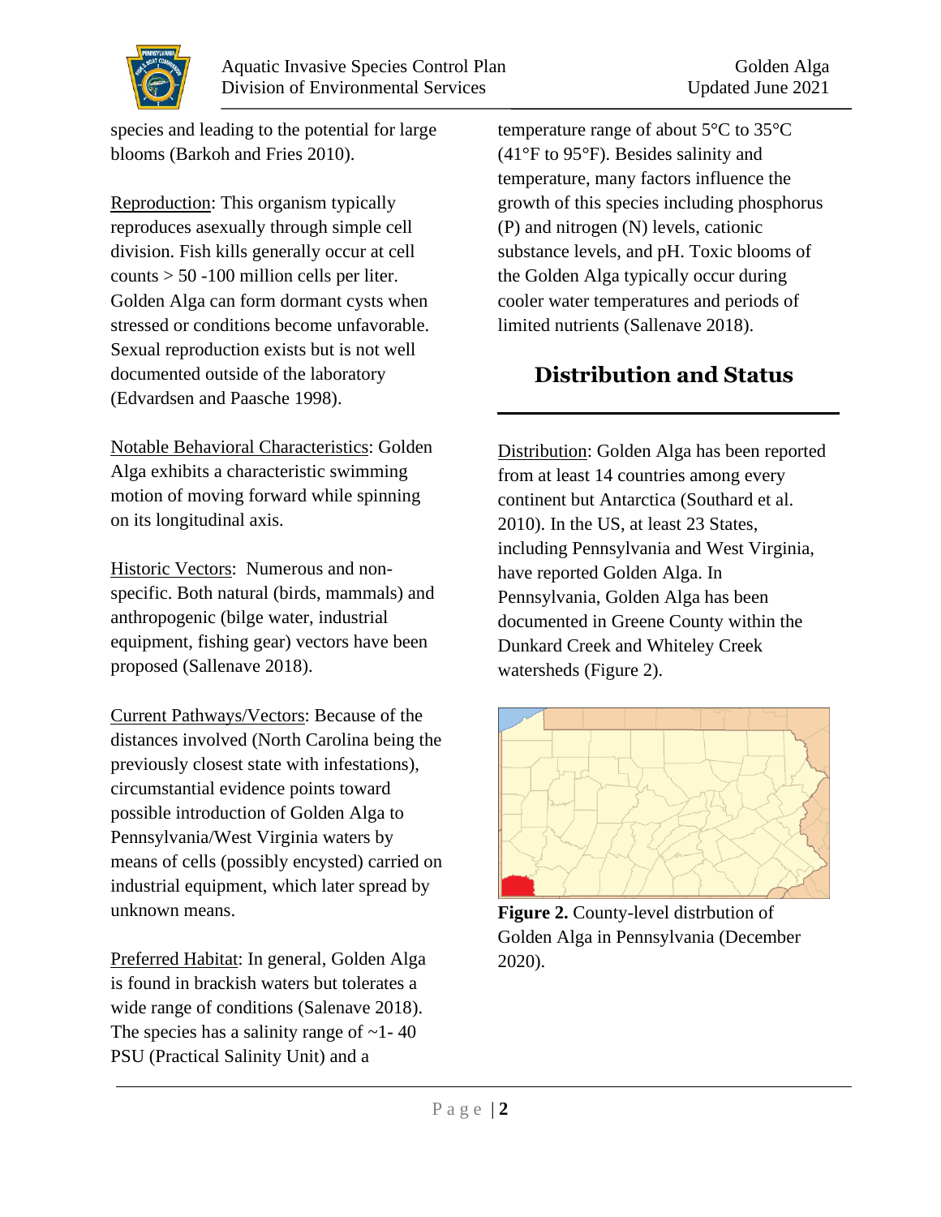species and leading to the potential for large blooms (Barkoh and Fries 2010).

Reproduction: This organism typically reproduces asexually through simple cell division. Fish kills generally occur at cell counts > 50 -100 million cells per liter. Golden Alga can form dormant cysts when stressed or conditions become unfavorable. Sexual reproduction exists but is not well documented outside of the laboratory (Edvardsen and Paasche 1998).

Notable Behavioral Characteristics: Golden Alga exhibits a characteristic swimming motion of moving forward while spinning on its longitudinal axis.

Historic Vectors: Numerous and non-specific. Both natural (birds, mammals) and anthropogenic (bilge water, industrial equipment, fishing gear) vectors have been proposed (Sallenave 2018).

Current Pathways/Vectors: Because of the distances involved (North Carolina being the previously closest state with infestations), circumstantial evidence points toward possible introduction of Golden Alga to Pennsylvania/West Virginia waters by means of cells (possibly encysted) carried on industrial equipment, which later spread by unknown means.

Preferred Habitat: In general, Golden Alga is found in brackish waters but tolerates a wide range of conditions (Salenave 2018). The species has a salinity range of ~1- 40 PSU (Practical Salinity Unit) and a temperature range of about 5°C to 35°C (41°F to 95°F). Besides salinity and temperature, many factors influence the growth of this species including phosphorus (P) and nitrogen (N) levels, cationic substance levels, and pH. Toxic blooms of the Golden Alga typically occur during cooler water temperatures and periods of limited nutrients (Sallenave 2018).

## Distribution and Status

Distribution: Golden Alga has been reported from at least 14 countries among every continent but Antarctica (Southard et al. 2010). In the US, at least 23 States, including Pennsylvania and West Virginia, have reported Golden Alga. In Pennsylvania, Golden Alga has been documented in Greene County within the Dunkard Creek and Whiteley Creek watersheds (Figure 2).

**Figure 2.** County-level distrbution of Golden Alga in Pennsylvania (December 2020).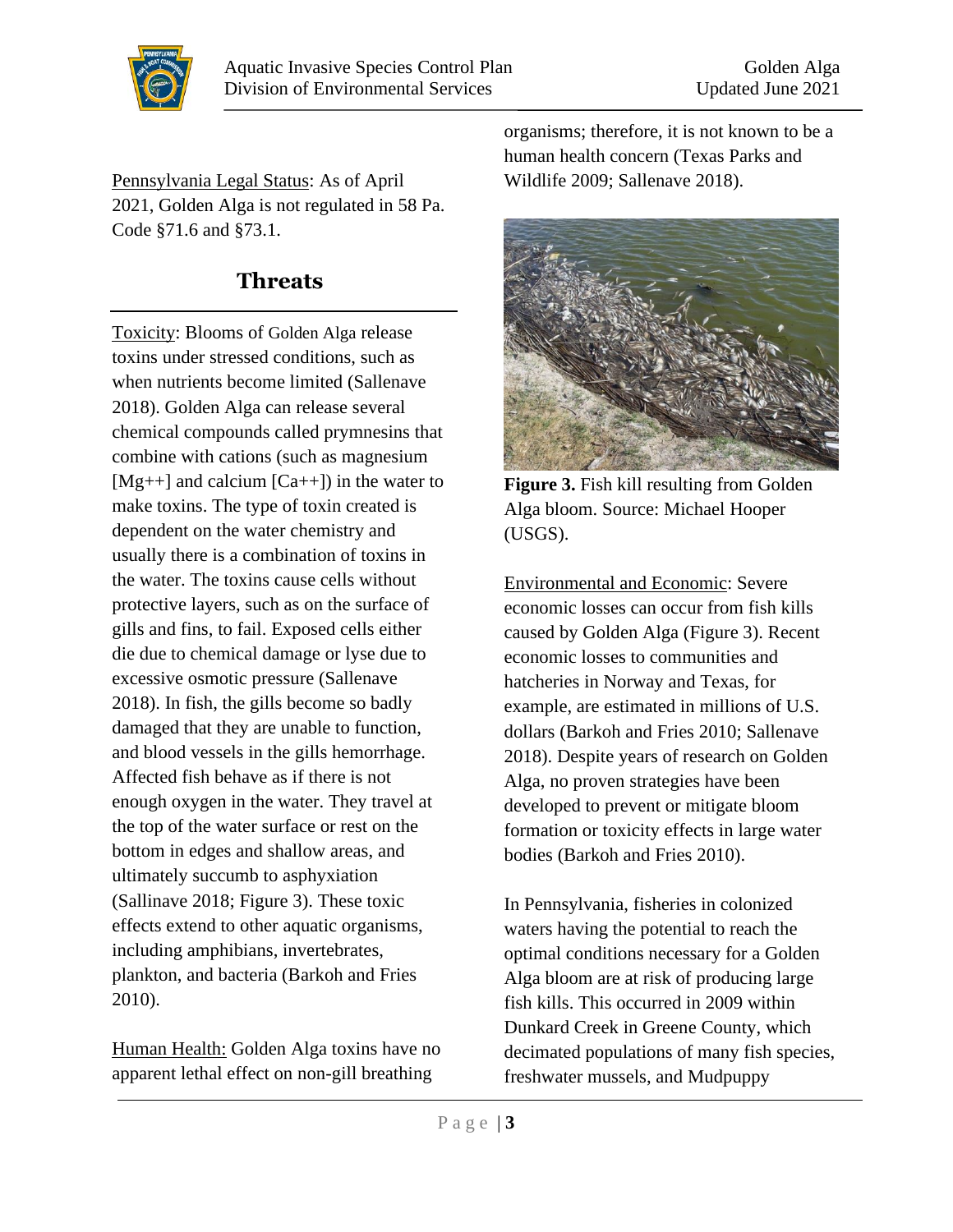Pennsylvania Legal Status: As of April 2021, Golden Alga is not regulated in 58 Pa. Code §71.6 and §73.1.

## Threats

Toxicity: Blooms of Golden Alga release toxins under stressed conditions, such as when nutrients become limited (Sallenave 2018). Golden Alga can release several chemical compounds called prymnesins that combine with cations (such as magnesium [$Mg^{++}$] and calcium [$Ca^{++}$]) in the water to make toxins. The type of toxin created is dependent on the water chemistry and usually there is a combination of toxins in the water. The toxins cause cells without protective layers, such as on the surface of gills and fins, to fail. Exposed cells either die due to chemical damage or lyse due to excessive osmotic pressure (Sallenave 2018). In fish, the gills become so badly damaged that they are unable to function, and blood vessels in the gills hemorrhage. Affected fish behave as if there is not enough oxygen in the water. They travel at the top of the water surface or rest on the bottom in edges and shallow areas, and ultimately succumb to asphyxiation (Sallinave 2018; Figure 3). These toxic effects extend to other aquatic organisms, including amphibians, invertebrates, plankton, and bacteria (Barkoh and Fries 2010).

Human Health: Golden Alga toxins have no apparent lethal effect on non-gill breathing organisms; therefore, it is not known to be a human health concern (Texas Parks and Wildlife 2009; Sallenave 2018).

**Figure 3.** Fish kill resulting from Golden Alga bloom. Source: Michael Hooper (USGS).

Environmental and Economic: Severe economic losses can occur from fish kills caused by Golden Alga (Figure 3). Recent economic losses to communities and hatcheries in Norway and Texas, for example, are estimated in millions of U.S. dollars (Barkoh and Fries 2010; Sallenave 2018). Despite years of research on Golden Alga, no proven strategies have been developed to prevent or mitigate bloom formation or toxicity effects in large water bodies (Barkoh and Fries 2010).

In Pennsylvania, fisheries in colonized waters having the potential to reach the optimal conditions necessary for a Golden Alga bloom are at risk of producing large fish kills. This occurred in 2009 within Dunkard Creek in Greene County, which decimated populations of many fish species, freshwater mussels, and Mudpuppy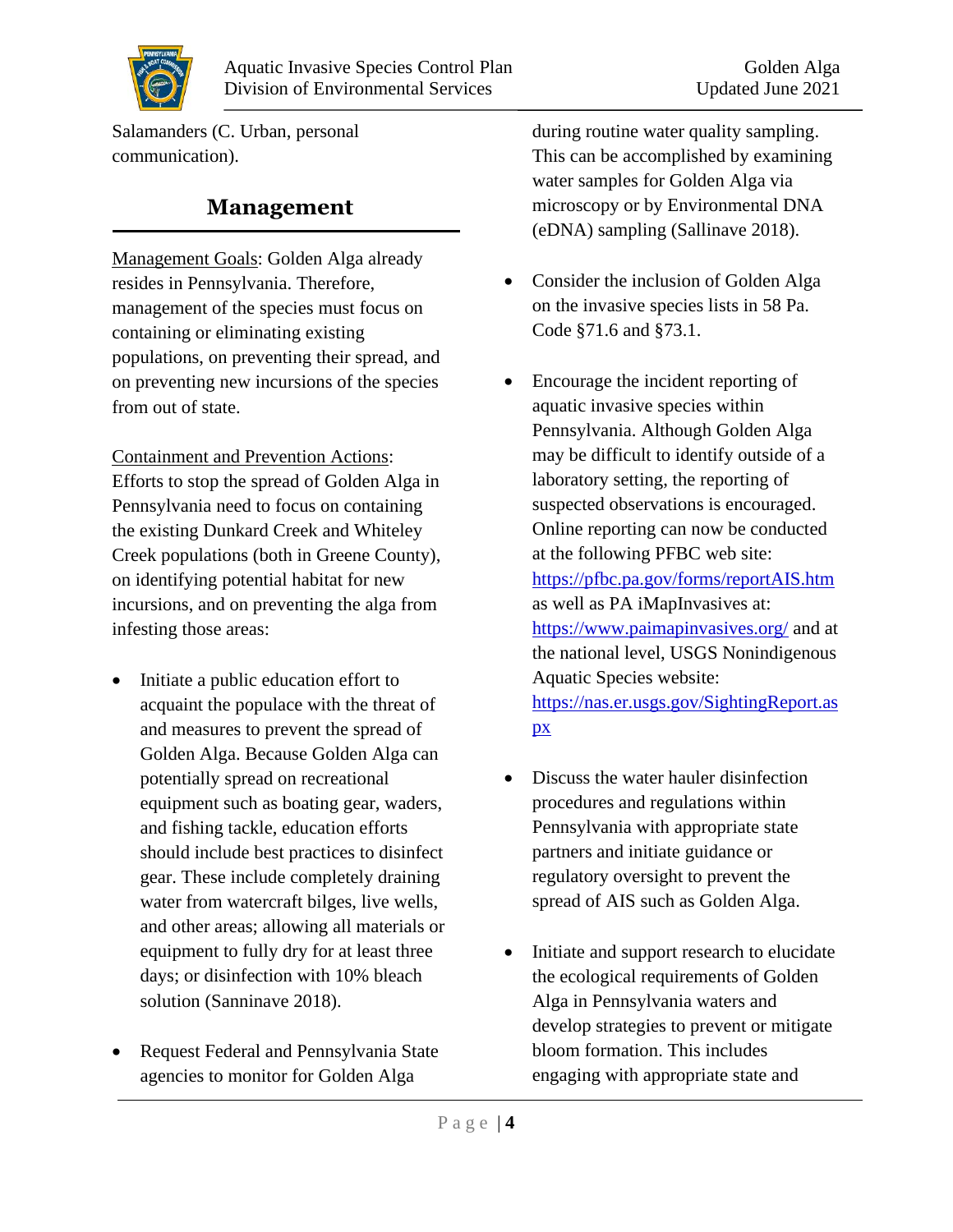Salamanders (C. Urban, personal communication).

## Management

Management Goals: Golden Alga already resides in Pennsylvania. Therefore, management of the species must focus on containing or eliminating existing populations, on preventing their spread, and on preventing new incursions of the species from out of state.

Containment and Prevention Actions: Efforts to stop the spread of Golden Alga in Pennsylvania need to focus on containing the existing Dunkard Creek and Whiteley Creek populations (both in Greene County), on identifying potential habitat for new incursions, and on preventing the alga from infesting those areas:

- Initiate a public education effort to acquaint the populace with the threat of and measures to prevent the spread of Golden Alga. Because Golden Alga can potentially spread on recreational equipment such as boating gear, waders, and fishing tackle, education efforts should include best practices to disinfect gear. These include completely draining water from watercraft bilges, live wells, and other areas; allowing all materials or equipment to fully dry for at least three days; or disinfection with 10% bleach solution (Sanninave 2018).

- Request Federal and Pennsylvania State agencies to monitor for Golden Alga during routine water quality sampling. This can be accomplished by examining water samples for Golden Alga via microscopy or by Environmental DNA (eDNA) sampling (Sallinave 2018).

- Consider the inclusion of Golden Alga on the invasive species lists in 58 Pa. Code §71.6 and §73.1.

- Encourage the incident reporting of aquatic invasive species within Pennsylvania. Although Golden Alga may be difficult to identify outside of a laboratory setting, the reporting of suspected observations is encouraged. Online reporting can now be conducted at the following PFBC web site: https://pfbc.pa.gov/forms/reportAIS.htm as well as PA iMapInvasives at: https://www.paimapinvasives.org/ and at the national level, USGS Nonindigenous Aquatic Species website: https://nas.er.usgs.gov/SightingReport.aspx

- Discuss the water hauler disinfection procedures and regulations within Pennsylvania with appropriate state partners and initiate guidance or regulatory oversight to prevent the spread of AIS such as Golden Alga.

- Initiate and support research to elucidate the ecological requirements of Golden Alga in Pennsylvania waters and develop strategies to prevent or mitigate bloom formation. This includes engaging with appropriate state and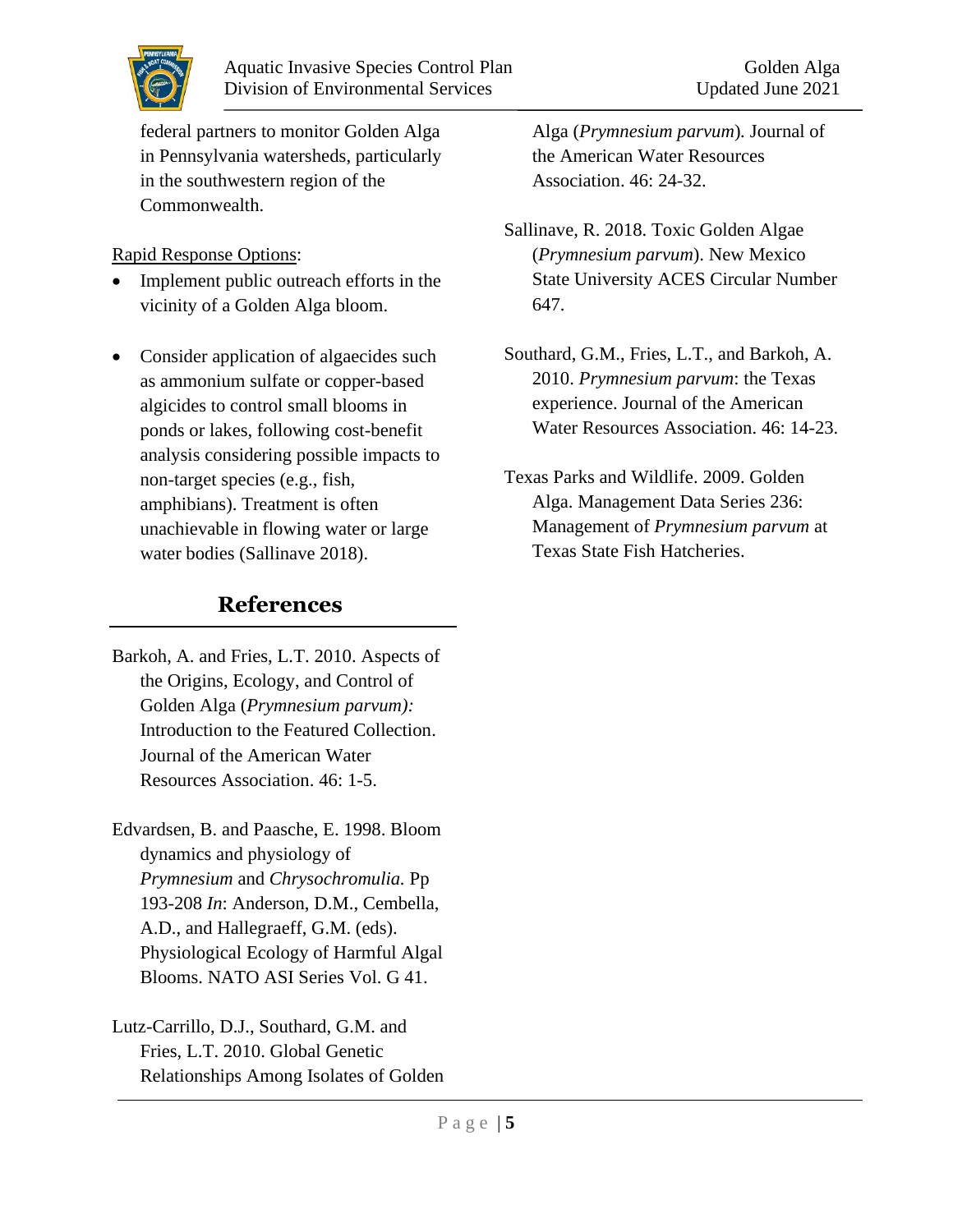federal partners to monitor Golden Alga in Pennsylvania watersheds, particularly in the southwestern region of the Commonwealth.

Rapid Response Options:

- Implement public outreach efforts in the vicinity of a Golden Alga bloom.
- Consider application of algaecides such as ammonium sulfate or copper-based algicides to control small blooms in ponds or lakes, following cost-benefit analysis considering possible impacts to non-target species (e.g., fish, amphibians). Treatment is often unachievable in flowing water or large water bodies (Sallinave 2018).

## References

Barkoh, A. and Fries, L.T. 2010. Aspects of the Origins, Ecology, and Control of Golden Alga (*Prymnesium parvum):* Introduction to the Featured Collection. Journal of the American Water Resources Association. 46: 1-5.

Edvardsen, B. and Paasche, E. 1998. Bloom dynamics and physiology of *Prymnesium* and *Chrysochromulia.* Pp 193-208 *In*: Anderson, D.M., Cembella, A.D., and Hallegraeff, G.M. (eds). Physiological Ecology of Harmful Algal Blooms. NATO ASI Series Vol. G 41.

Lutz-Carrillo, D.J., Southard, G.M. and Fries, L.T. 2010. Global Genetic Relationships Among Isolates of Golden Alga (*Prymnesium parvum*). Journal of the American Water Resources Association. 46: 24-32.

Sallinave, R. 2018. Toxic Golden Algae (*Prymnesium parvum*). New Mexico State University ACES Circular Number 647.

Southard, G.M., Fries, L.T., and Barkoh, A. 2010. *Prymnesium parvum*: the Texas experience. Journal of the American Water Resources Association. 46: 14-23.

Texas Parks and Wildlife. 2009. Golden Alga. Management Data Series 236: Management of *Prymnesium parvum* at Texas State Fish Hatcheries.